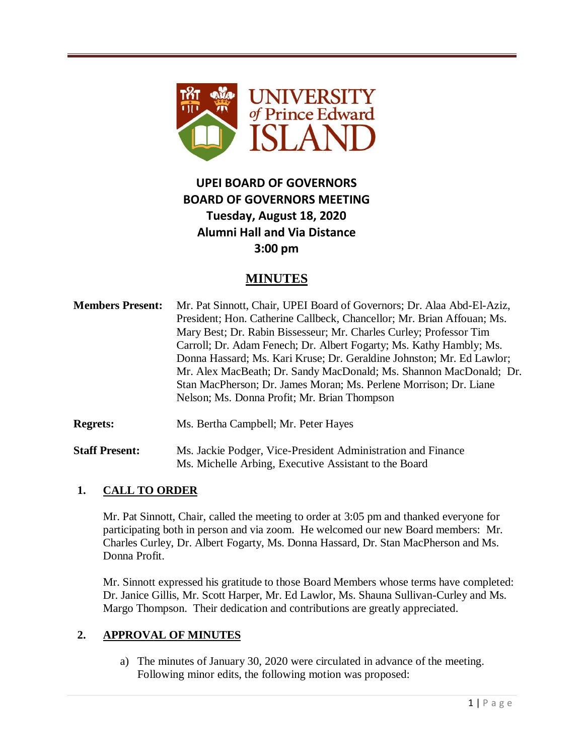# UPEI BOARD OF GOVERNORS

## BOARD OF GOVERNORS MEETING

**Tuesday, August 18, 2020**

**Alumni Hall and Via Distance**

**3:00 pm**

## MINUTES

**Members Present:** Mr. Pat Sinnott, Chair, UPEI Board of Governors; Dr. Alaa Abd-El-Aziz, President; Hon. Catherine Callbeck, Chancellor; Mr. Brian Affouan; Ms. Mary Best; Dr. Rabin Bissesseur; Mr. Charles Curley; Professor Tim Carroll; Dr. Adam Fenech; Dr. Albert Fogarty; Ms. Kathy Hambly; Ms. Donna Hassard; Ms. Kari Kruse; Dr. Geraldine Johnston; Mr. Ed Lawlor; Mr. Alex MacBeath; Dr. Sandy MacDonald; Ms. Shannon MacDonald; Dr. Stan MacPherson; Dr. James Moran; Ms. Perlene Morrison; Dr. Liane Nelson; Ms. Donna Profit; Mr. Brian Thompson

**Regrets:** Ms. Bertha Campbell; Mr. Peter Hayes

**Staff Present:** Ms. Jackie Podger, Vice-President Administration and Finance
Ms. Michelle Arbing, Executive Assistant to the Board

### 1. CALL TO ORDER

Mr. Pat Sinnott, Chair, called the meeting to order at 3:05 pm and thanked everyone for participating both in person and via zoom. He welcomed our new Board members: Mr. Charles Curley, Dr. Albert Fogarty, Ms. Donna Hassard, Dr. Stan MacPherson and Ms. Donna Profit.

Mr. Sinnott expressed his gratitude to those Board Members whose terms have completed: Dr. Janice Gillis, Mr. Scott Harper, Mr. Ed Lawlor, Ms. Shauna Sullivan-Curley and Ms. Margo Thompson. Their dedication and contributions are greatly appreciated.

### 2. APPROVAL OF MINUTES

a) The minutes of January 30, 2020 were circulated in advance of the meeting. Following minor edits, the following motion was proposed: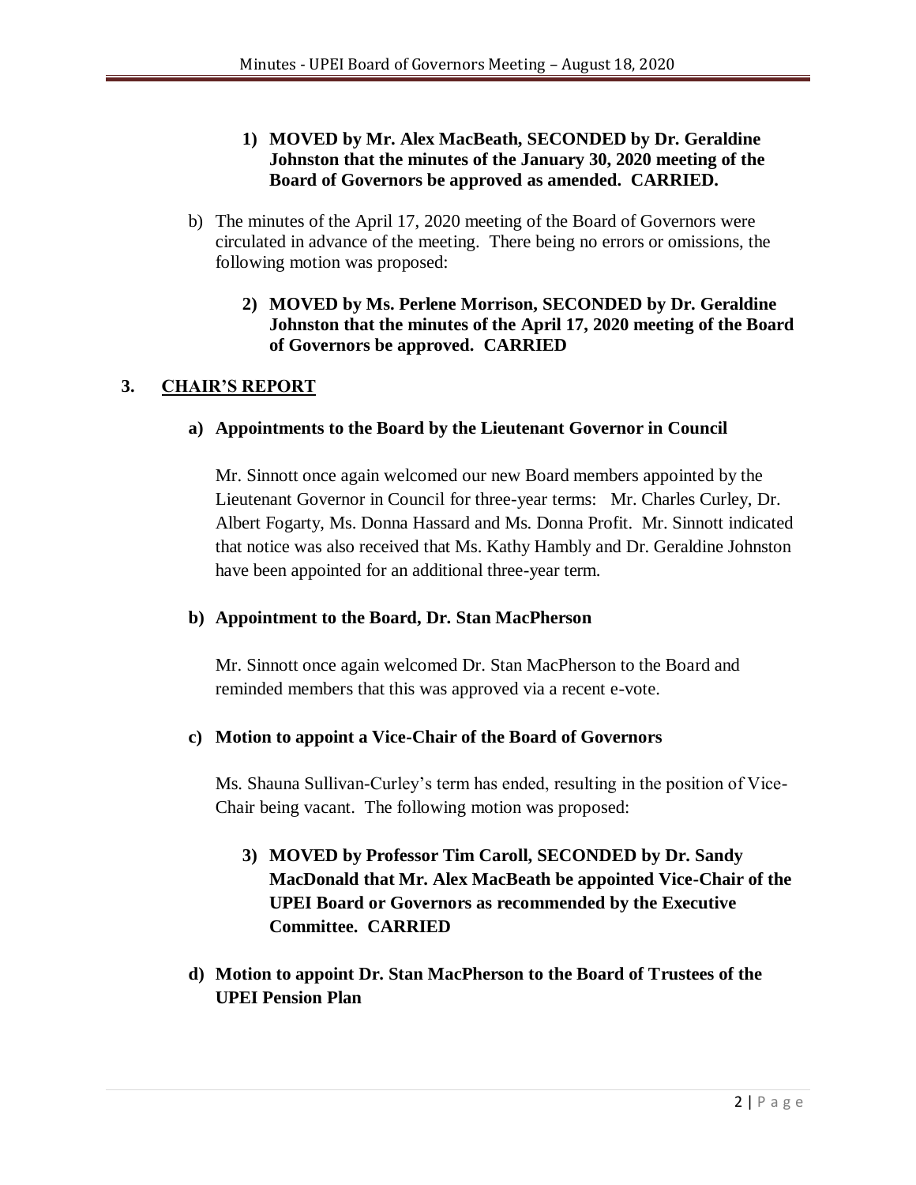**1) MOVED by Mr. Alex MacBeath, SECONDED by Dr. Geraldine Johnston that the minutes of the January 30, 2020 meeting of the Board of Governors be approved as amended. CARRIED.**

b) The minutes of the April 17, 2020 meeting of the Board of Governors were circulated in advance of the meeting. There being no errors or omissions, the following motion was proposed:

**2) MOVED by Ms. Perlene Morrison, SECONDED by Dr. Geraldine Johnston that the minutes of the April 17, 2020 meeting of the Board of Governors be approved. CARRIED**

## 3. CHAIR'S REPORT

### a) Appointments to the Board by the Lieutenant Governor in Council

Mr. Sinnott once again welcomed our new Board members appointed by the Lieutenant Governor in Council for three-year terms: Mr. Charles Curley, Dr. Albert Fogarty, Ms. Donna Hassard and Ms. Donna Profit. Mr. Sinnott indicated that notice was also received that Ms. Kathy Hambly and Dr. Geraldine Johnston have been appointed for an additional three-year term.

### b) Appointment to the Board, Dr. Stan MacPherson

Mr. Sinnott once again welcomed Dr. Stan MacPherson to the Board and reminded members that this was approved via a recent e-vote.

### c) Motion to appoint a Vice-Chair of the Board of Governors

Ms. Shauna Sullivan-Curley's term has ended, resulting in the position of Vice-Chair being vacant. The following motion was proposed:

**3) MOVED by Professor Tim Caroll, SECONDED by Dr. Sandy MacDonald that Mr. Alex MacBeath be appointed Vice-Chair of the UPEI Board or Governors as recommended by the Executive Committee. CARRIED**

### d) Motion to appoint Dr. Stan MacPherson to the Board of Trustees of the UPEI Pension Plan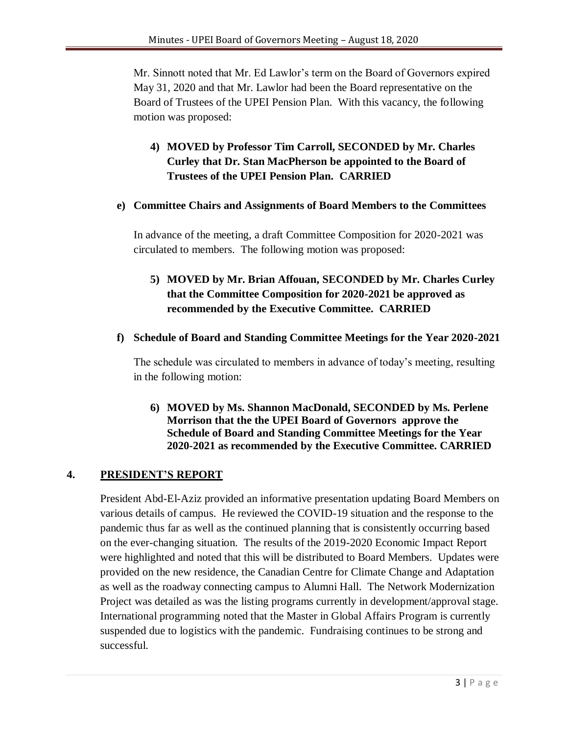Mr. Sinnott noted that Mr. Ed Lawlor's term on the Board of Governors expired May 31, 2020 and that Mr. Lawlor had been the Board representative on the Board of Trustees of the UPEI Pension Plan. With this vacancy, the following motion was proposed:

4) **MOVED by Professor Tim Carroll, SECONDED by Mr. Charles Curley that Dr. Stan MacPherson be appointed to the Board of Trustees of the UPEI Pension Plan. CARRIED**

**e) Committee Chairs and Assignments of Board Members to the Committees**

In advance of the meeting, a draft Committee Composition for 2020-2021 was circulated to members. The following motion was proposed:

5) **MOVED by Mr. Brian Affouan, SECONDED by Mr. Charles Curley that the Committee Composition for 2020-2021 be approved as recommended by the Executive Committee. CARRIED**

**f) Schedule of Board and Standing Committee Meetings for the Year 2020-2021**

The schedule was circulated to members in advance of today's meeting, resulting in the following motion:

6) **MOVED by Ms. Shannon MacDonald, SECONDED by Ms. Perlene Morrison that the the UPEI Board of Governors approve the Schedule of Board and Standing Committee Meetings for the Year 2020-2021 as recommended by the Executive Committee. CARRIED**

## 4. PRESIDENT'S REPORT

President Abd-El-Aziz provided an informative presentation updating Board Members on various details of campus. He reviewed the COVID-19 situation and the response to the pandemic thus far as well as the continued planning that is consistently occurring based on the ever-changing situation. The results of the 2019-2020 Economic Impact Report were highlighted and noted that this will be distributed to Board Members. Updates were provided on the new residence, the Canadian Centre for Climate Change and Adaptation as well as the roadway connecting campus to Alumni Hall. The Network Modernization Project was detailed as was the listing programs currently in development/approval stage. International programming noted that the Master in Global Affairs Program is currently suspended due to logistics with the pandemic. Fundraising continues to be strong and successful.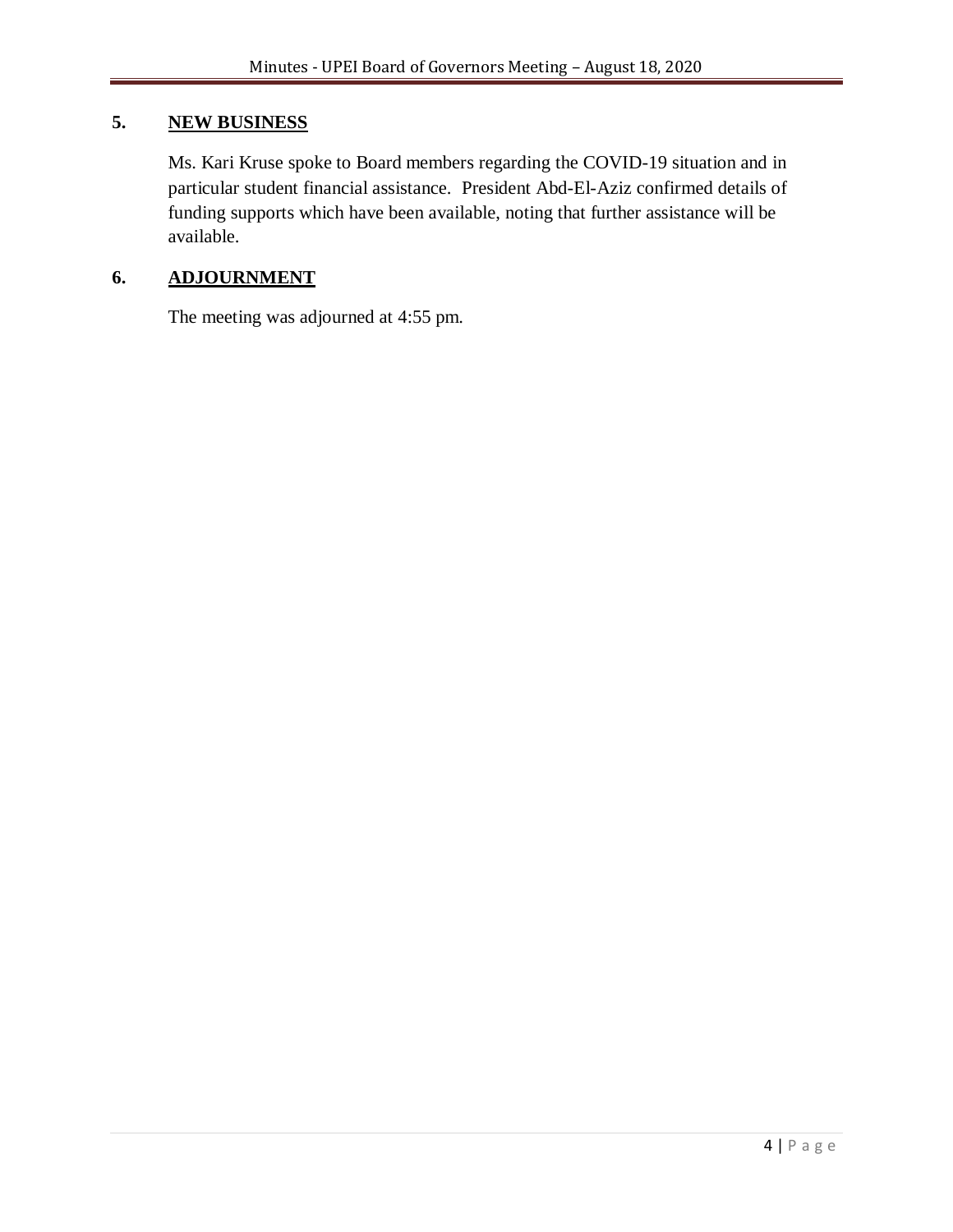## 5. NEW BUSINESS

Ms. Kari Kruse spoke to Board members regarding the COVID-19 situation and in particular student financial assistance. President Abd-El-Aziz confirmed details of funding supports which have been available, noting that further assistance will be available.

## 6. ADJOURNMENT

The meeting was adjourned at 4:55 pm.